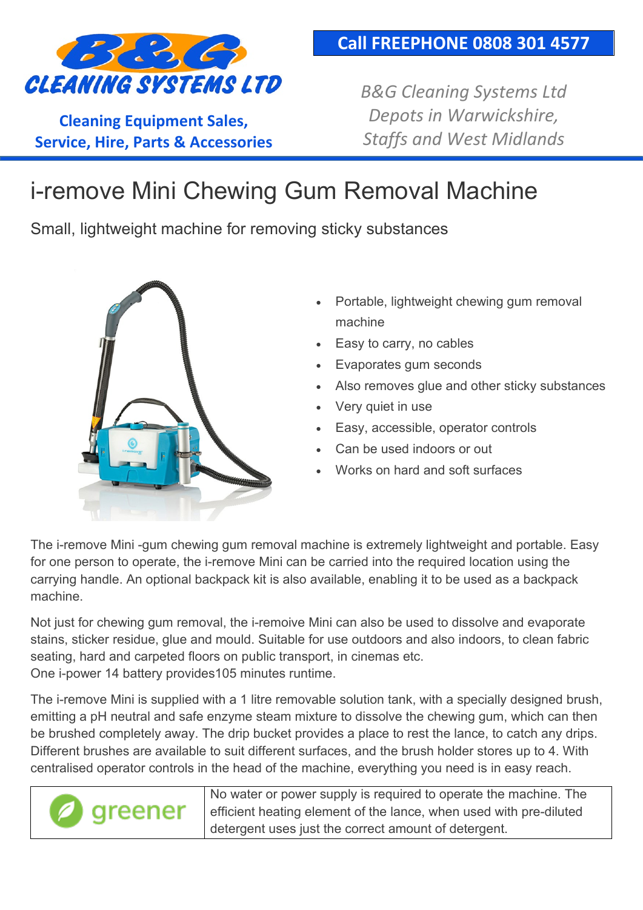**B&G CLEANING SYSTEMS LTD**

**Cleaning Equipment Sales, Service, Hire, Parts & Accessories**

**Call FREEPHONE 0808 301 4577**

*B&G Cleaning Systems Ltd Depots in Warwickshire, Staffs and West Midlands*

# i-remove Mini Chewing Gum Removal Machine

Small, lightweight machine for removing sticky substances

- Portable, lightweight chewing gum removal machine
- Easy to carry, no cables
- Evaporates gum seconds
- Also removes glue and other sticky substances
- Very quiet in use
- Easy, accessible, operator controls
- Can be used indoors or out
- Works on hard and soft surfaces

The i-remove Mini -gum chewing gum removal machine is extremely lightweight and portable. Easy for one person to operate, the i-remove Mini can be carried into the required location using the carrying handle. An optional backpack kit is also available, enabling it to be used as a backpack machine.

Not just for chewing gum removal, the i-remoive Mini can also be used to dissolve and evaporate stains, sticker residue, glue and mould. Suitable for use outdoors and also indoors, to clean fabric seating, hard and carpeted floors on public transport, in cinemas etc.
One i-power 14 battery provides105 minutes runtime.

The i-remove Mini is supplied with a 1 litre removable solution tank, with a specially designed brush, emitting a pH neutral and safe enzyme steam mixture to dissolve the chewing gum, which can then be brushed completely away. The drip bucket provides a place to rest the lance, to catch any drips. Different brushes are available to suit different surfaces, and the brush holder stores up to 4. With centralised operator controls in the head of the machine, everything you need is in easy reach.

| greener | No water or power supply is required to operate the machine. The efficient heating element of the lance, when used with pre-diluted detergent uses just the correct amount of detergent. |
|---|---|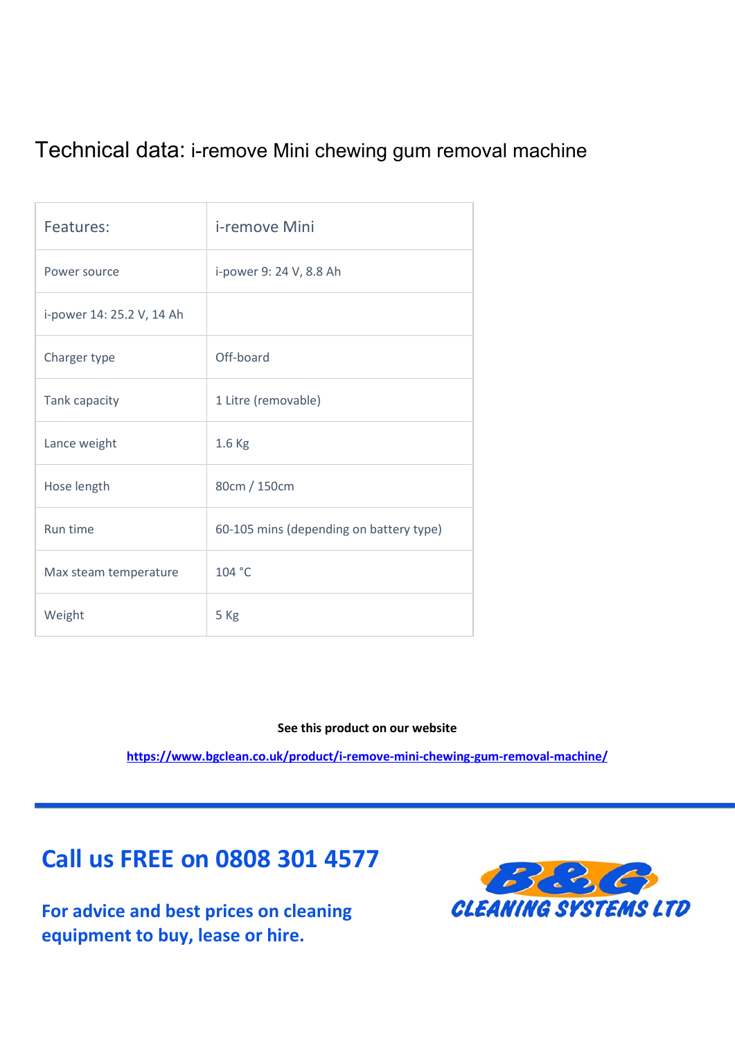# Technical data: i-remove Mini chewing gum removal machine

| Features: | i-remove Mini |
| --- | --- |
| Power source | i-power 9: 24 V, 8.8 Ah |
| i-power 14: 25.2 V, 14 Ah | |
| Charger type | Off-board |
| Tank capacity | 1 Litre (removable) |
| Lance weight | 1.6 Kg |
| Hose length | 80cm / 150cm |
| Run time | 60-105 mins (depending on battery type) |
| Max steam temperature | 104 °C |
| Weight | 5 Kg |

**See this product on our website**

https://www.bgclean.co.uk/product/i-remove-mini-chewing-gum-removal-machine/

## Call us FREE on 0808 301 4577

**For advice and best prices on cleaning equipment to buy, lease or hire.**

B&G CLEANING SYSTEMS LTD